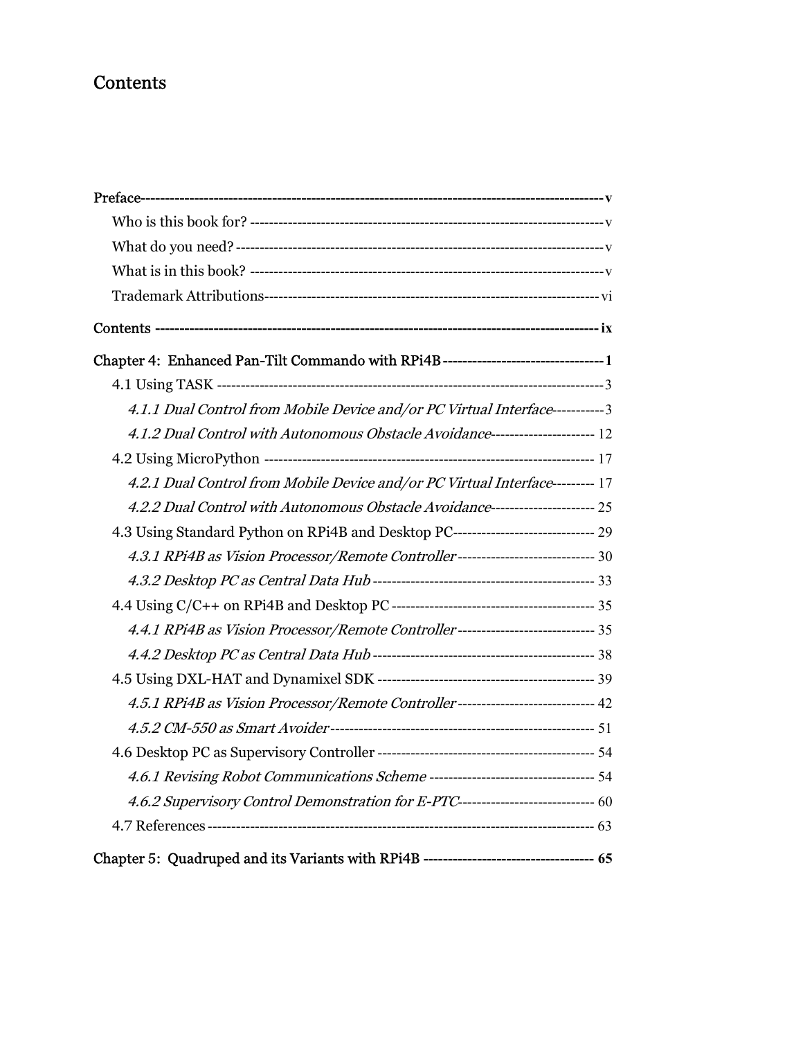# Contents

**Preface** ---------------------------------------------------------------------------------------------- **v**

Who is this book for? --------------------------------------------------------------------------- v

What do you need? ----------------------------------------------------------------------------- v

What is in this book? --------------------------------------------------------------------------- v

Trademark Attributions ------------------------------------------------------------------------ vi

**Contents** --------------------------------------------------------------------------------------------- **ix**

**Chapter 4: Enhanced Pan-Tilt Commando with RPi4B** ----------------------------------- **1**

4.1 Using TASK ------------------------------------------------------------------------------------ 3

*4.1.1 Dual Control from Mobile Device and/or PC Virtual Interface* ----------- 3

*4.1.2 Dual Control with Autonomous Obstacle Avoidance* ---------------------- 12

4.2 Using MicroPython ----------------------------------------------------------------------- 17

*4.2.1 Dual Control from Mobile Device and/or PC Virtual Interface* --------- 17

*4.2.2 Dual Control with Autonomous Obstacle Avoidance* ---------------------- 25

4.3 Using Standard Python on RPi4B and Desktop PC ------------------------------ 29

*4.3.1 RPi4B as Vision Processor/Remote Controller* ----------------------------- 30

*4.3.2 Desktop PC as Central Data Hub* ---------------------------------------------- 33

4.4 Using C/C++ on RPi4B and Desktop PC ------------------------------------------- 35

*4.4.1 RPi4B as Vision Processor/Remote Controller* ----------------------------- 35

*4.4.2 Desktop PC as Central Data Hub* ---------------------------------------------- 38

4.5 Using DXL-HAT and Dynamixel SDK --------------------------------------------- 39

*4.5.1 RPi4B as Vision Processor/Remote Controller* ----------------------------- 42

*4.5.2 CM-550 as Smart Avoider* ------------------------------------------------------- 51

4.6 Desktop PC as Supervisory Controller --------------------------------------------- 54

*4.6.1 Revising Robot Communications Scheme* ----------------------------------- 54

*4.6.2 Supervisory Control Demonstration for E-PTC* ----------------------------- 60

4.7 References ----------------------------------------------------------------------------------- 63

**Chapter 5: Quadruped and its Variants with RPi4B** ---------------------------------- **65**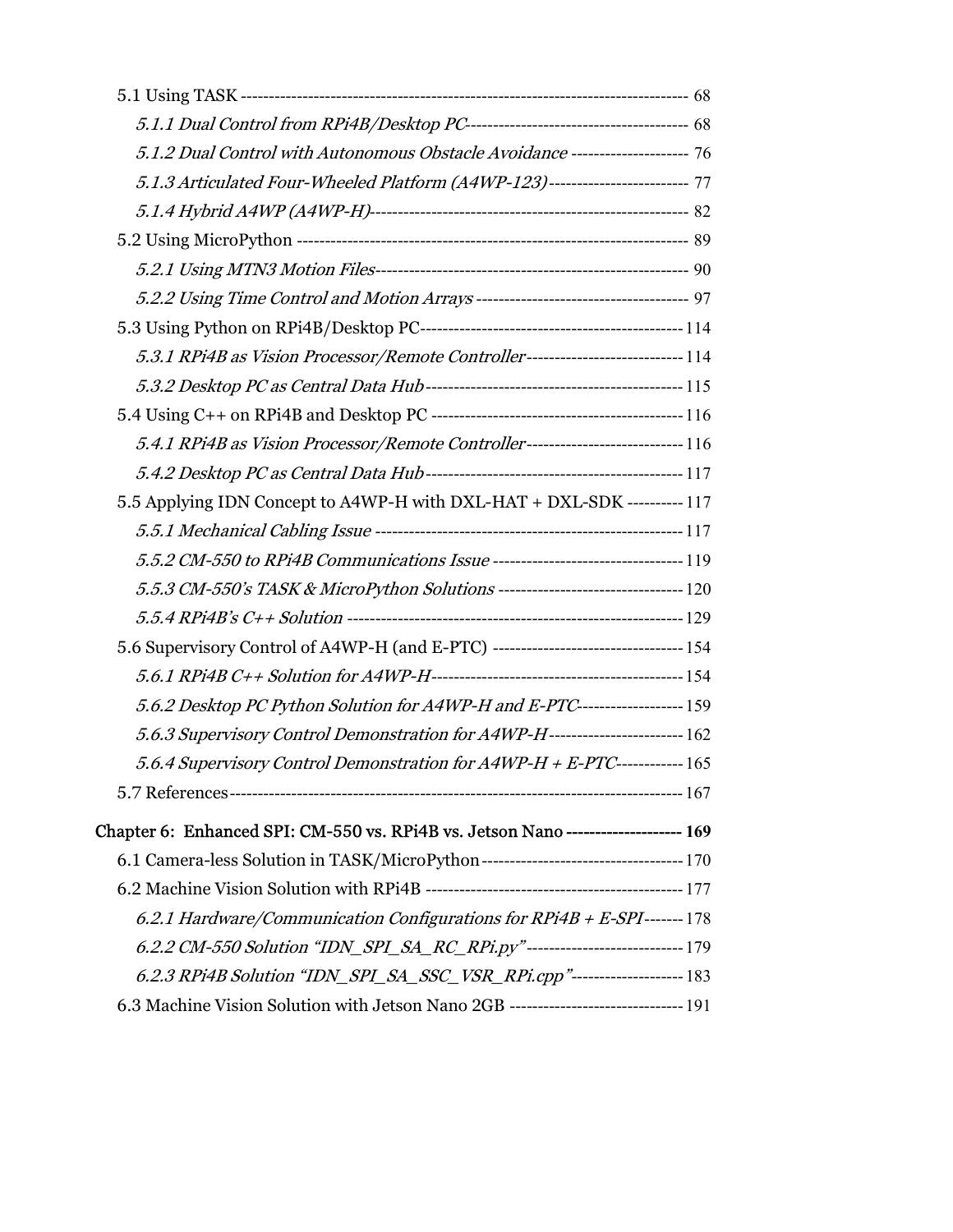5.1 Using TASK -------------------------------------------------------------------------------- 68

*5.1.1 Dual Control from RPi4B/Desktop PC*--------------------------------------- 68

*5.1.2 Dual Control with Autonomous Obstacle Avoidance* --------------------- 76

*5.1.3 Articulated Four-Wheeled Platform (A4WP-123)*------------------------- 77

*5.1.4 Hybrid A4WP (A4WP-H)*-------------------------------------------------------- 82

5.2 Using MicroPython --------------------------------------------------------------------- 89

*5.2.1 Using MTN3 Motion Files*------------------------------------------------------- 90

*5.2.2 Using Time Control and Motion Arrays* -------------------------------------- 97

5.3 Using Python on RPi4B/Desktop PC----------------------------------------------- 114

*5.3.1 RPi4B as Vision Processor/Remote Controller*---------------------------- 114

*5.3.2 Desktop PC as Central Data Hub*--------------------------------------------- 115

5.4 Using C++ on RPi4B and Desktop PC -------------------------------------------- 116

*5.4.1 RPi4B as Vision Processor/Remote Controller*---------------------------- 116

*5.4.2 Desktop PC as Central Data Hub*--------------------------------------------- 117

5.5 Applying IDN Concept to A4WP-H with DXL-HAT + DXL-SDK ---------- 117

*5.5.1 Mechanical Cabling Issue* ------------------------------------------------------ 117

*5.5.2 CM-550 to RPi4B Communications Issue* ---------------------------------- 119

*5.5.3 CM-550's TASK & MicroPython Solutions* --------------------------------- 120

*5.5.4 RPi4B's C++ Solution* ------------------------------------------------------------ 129

5.6 Supervisory Control of A4WP-H (and E-PTC) ---------------------------------- 154

*5.6.1 RPi4B C++ Solution for A4WP-H*--------------------------------------------- 154

*5.6.2 Desktop PC Python Solution for A4WP-H and E-PTC*------------------ 159

*5.6.3 Supervisory Control Demonstration for A4WP-H*------------------------ 162

*5.6.4 Supervisory Control Demonstration for A4WP-H + E-PTC*------------ 165

5.7 References------------------------------------------------------------------------------- 167

**Chapter 6: Enhanced SPI: CM-550 vs. RPi4B vs. Jetson Nano -------------------- 169**

6.1 Camera-less Solution in TASK/MicroPython------------------------------------ 170

6.2 Machine Vision Solution with RPi4B ---------------------------------------------- 177

*6.2.1 Hardware/Communication Configurations for RPi4B + E-SPI*------- 178

*6.2.2 CM-550 Solution "IDN_SPI_SA_RC_RPi.py"*---------------------------- 179

*6.2.3 RPi4B Solution "IDN_SPI_SA_SSC_VSR_RPi.cpp"*-------------------- 183

6.3 Machine Vision Solution with Jetson Nano 2GB ------------------------------- 191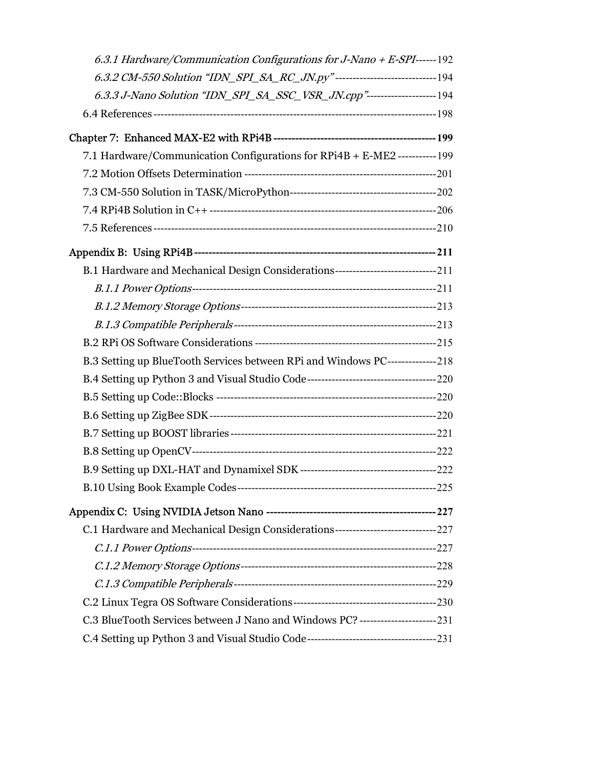*6.3.1 Hardware/Communication Configurations for J-Nano + E-SPI*------192

*6.3.2 CM-550 Solution "IDN_SPI_SA_RC_JN.py"* ------------------------------194

*6.3.3 J-Nano Solution "IDN_SPI_SA_SSC_VSR_JN.cpp"*--------------------194

6.4 References ---------------------------------------------------------------------------------198

**Chapter 7: Enhanced MAX-E2 with RPi4B ---------------------------------------------- 199**

7.1 Hardware/Communication Configurations for RPi4B + E-ME2 -----------199

7.2 Motion Offsets Determination -------------------------------------------------------201

7.3 CM-550 Solution in TASK/MicroPython------------------------------------------202

7.4 RPi4B Solution in C++ -----------------------------------------------------------------206

7.5 References ---------------------------------------------------------------------------------210

**Appendix B: Using RPi4B ------------------------------------------------------------------ 211**

B.1 Hardware and Mechanical Design Considerations-----------------------------211

*B.1.1 Power Options*-------------------------------------------------------------------211

*B.1.2 Memory Storage Options*--------------------------------------------------------213

*B.1.3 Compatible Peripherals*----------------------------------------------------------213

B.2 RPi OS Software Considerations ----------------------------------------------------215

B.3 Setting up BlueTooth Services between RPi and Windows PC--------------218

B.4 Setting up Python 3 and Visual Studio Code-------------------------------------220

B.5 Setting up Code::Blocks ---------------------------------------------------------------220

B.6 Setting up ZigBee SDK-----------------------------------------------------------------220

B.7 Setting up BOOST libraries -----------------------------------------------------------221

B.8 Setting up OpenCV----------------------------------------------------------------------222

B.9 Setting up DXL-HAT and Dynamixel SDK ----------------------------------------222

B.10 Using Book Example Codes----------------------------------------------------------225

**Appendix C: Using NVIDIA Jetson Nano ----------------------------------------------- 227**

C.1 Hardware and Mechanical Design Considerations-----------------------------227

*C.1.1 Power Options*-------------------------------------------------------------------227

*C.1.2 Memory Storage Options*--------------------------------------------------------228

*C.1.3 Compatible Peripherals*----------------------------------------------------------229

C.2 Linux Tegra OS Software Considerations-----------------------------------------230

C.3 BlueTooth Services between J Nano and Windows PC? ----------------------231

C.4 Setting up Python 3 and Visual Studio Code-------------------------------------231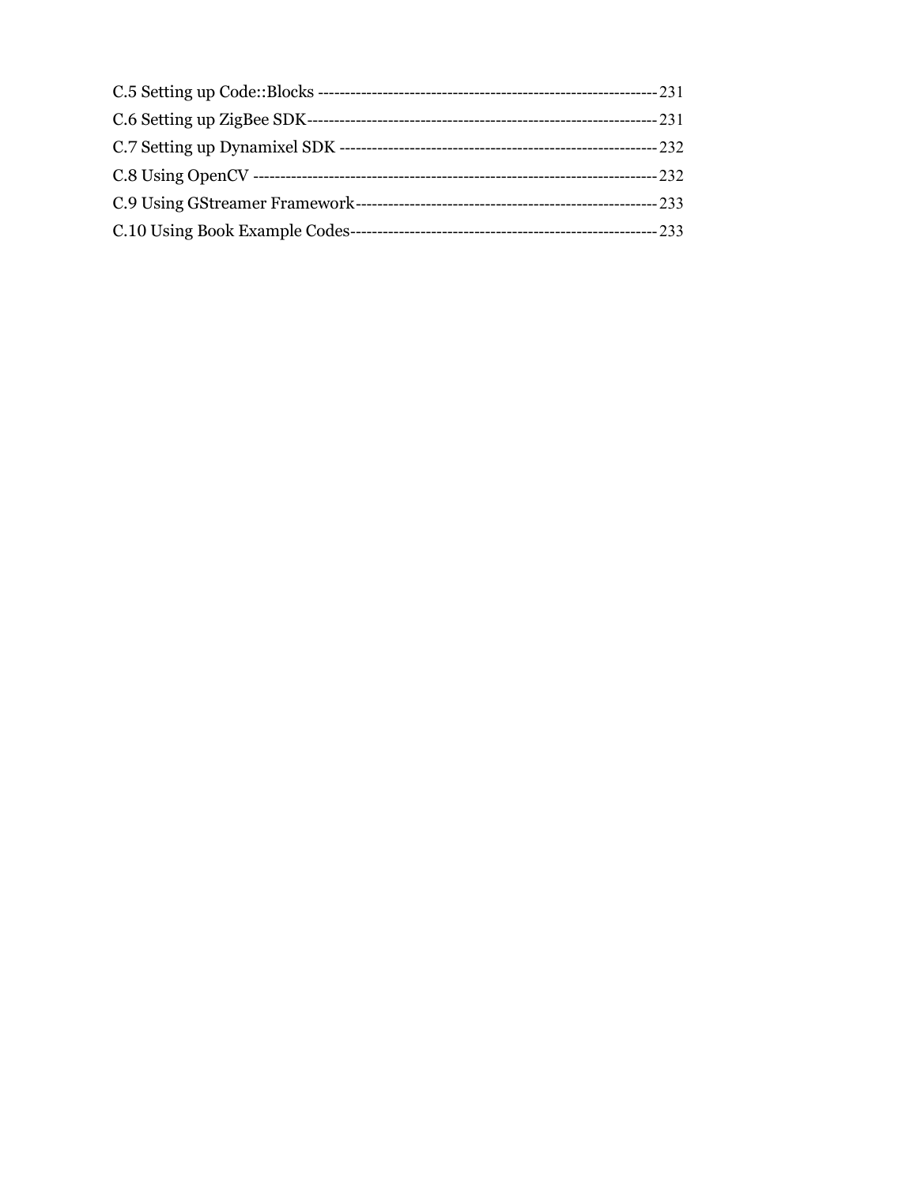C.5 Setting up Code::Blocks ---------------------------------------------------------------- 231

C.6 Setting up ZigBee SDK------------------------------------------------------------------ 231

C.7 Setting up Dynamixel SDK ------------------------------------------------------------- 232

C.8 Using OpenCV ------------------------------------------------------------------------------ 232

C.9 Using GStreamer Framework--------------------------------------------------------- 233

C.10 Using Book Example Codes---------------------------------------------------------- 233